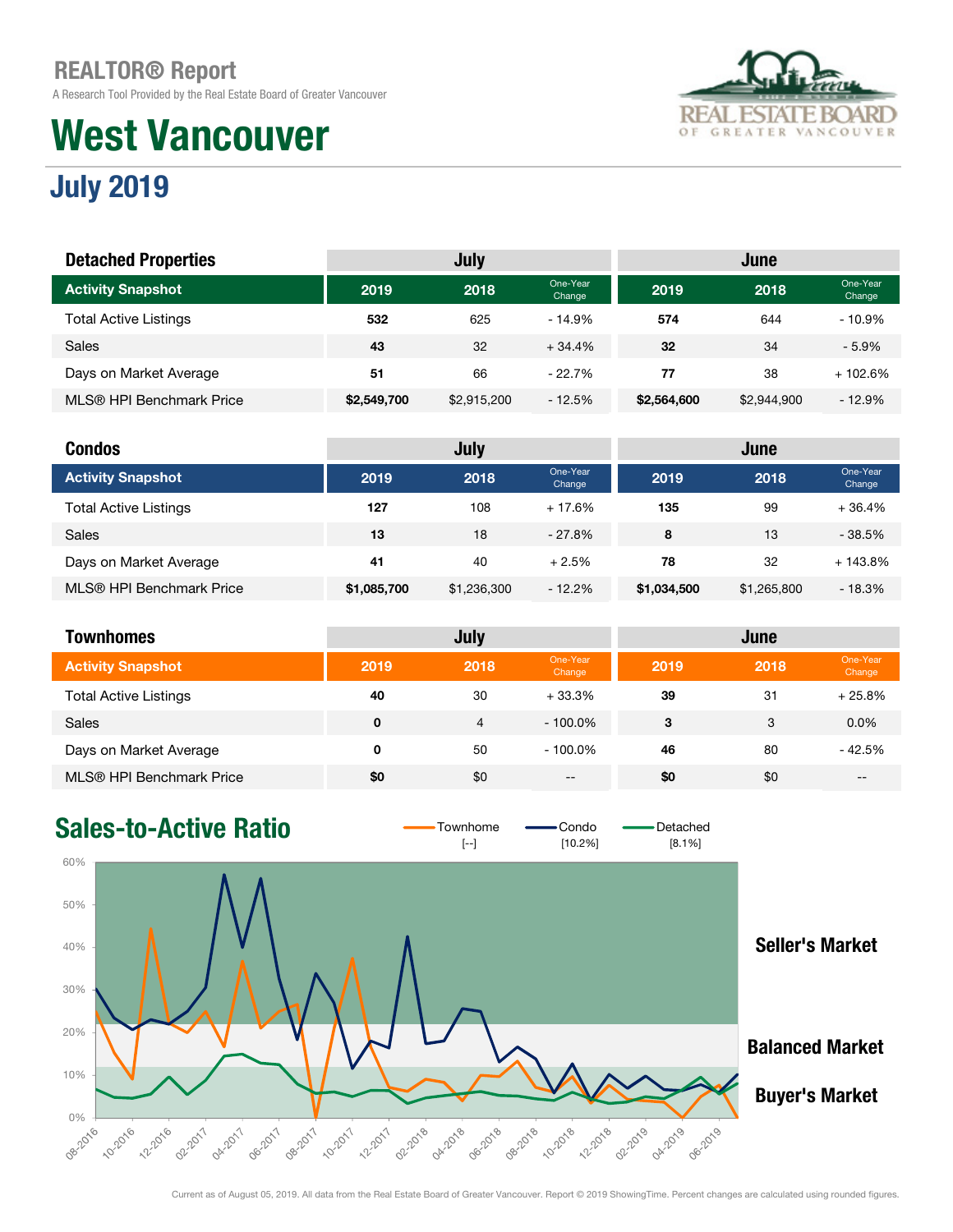# REALTOR® Report

A Research Tool Provided by the Real Estate Board of Greater Vancouver

# West Vancouver

## July 2019

| Detached Properties | July | | | June | | |
|---|---|---|---|---|---|---|
| Activity Snapshot | 2019 | 2018 | One-Year Change | 2019 | 2018 | One-Year Change |
| Total Active Listings | 532 | 625 | - 14.9% | 574 | 644 | - 10.9% |
| Sales | 43 | 32 | + 34.4% | 32 | 34 | - 5.9% |
| Days on Market Average | 51 | 66 | - 22.7% | 77 | 38 | + 102.6% |
| MLS® HPI Benchmark Price | $2,549,700 | $2,915,200 | - 12.5% | $2,564,600 | $2,944,900 | - 12.9% |

| Condos | July | | | June | | |
|---|---|---|---|---|---|---|
| Activity Snapshot | 2019 | 2018 | One-Year Change | 2019 | 2018 | One-Year Change |
| Total Active Listings | 127 | 108 | + 17.6% | 135 | 99 | + 36.4% |
| Sales | 13 | 18 | - 27.8% | 8 | 13 | - 38.5% |
| Days on Market Average | 41 | 40 | + 2.5% | 78 | 32 | + 143.8% |
| MLS® HPI Benchmark Price | $1,085,700 | $1,236,300 | - 12.2% | $1,034,500 | $1,265,800 | - 18.3% |

| Townhomes | July | | | June | | |
|---|---|---|---|---|---|---|
| Activity Snapshot | 2019 | 2018 | One-Year Change | 2019 | 2018 | One-Year Change |
| Total Active Listings | 40 | 30 | + 33.3% | 39 | 31 | + 25.8% |
| Sales | 0 | 4 | - 100.0% | 3 | 3 | 0.0% |
| Days on Market Average | 0 | 50 | - 100.0% | 46 | 80 | - 42.5% |
| MLS® HPI Benchmark Price | $0 | $0 | -- | $0 | $0 | -- |

## Sales-to-Active Ratio

Townhome [--] Condo [10.2%] Detached [8.1%]

Seller's Market

Balanced Market

Buyer's Market

Current as of August 05, 2019. All data from the Real Estate Board of Greater Vancouver. Report © 2019 ShowingTime. Percent changes are calculated using rounded figures.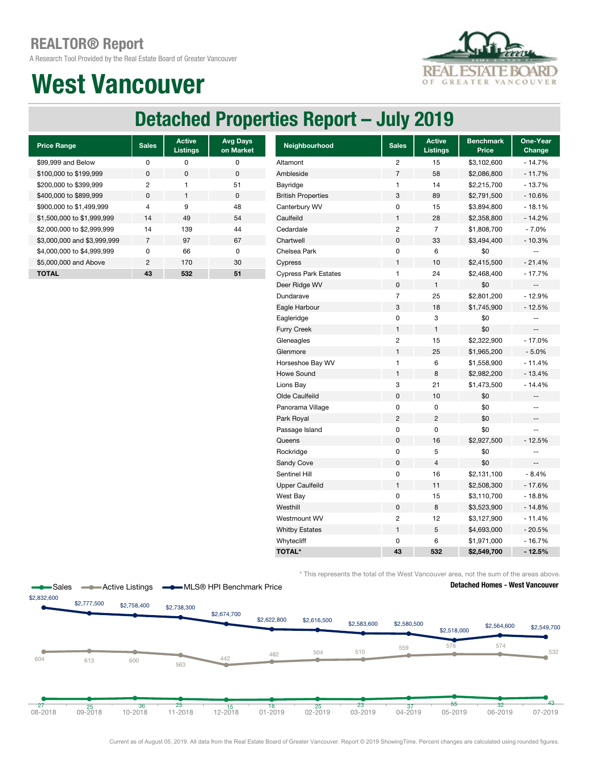# REALTOR® Report

A Research Tool Provided by the Real Estate Board of Greater Vancouver

# West Vancouver

## Detached Properties Report – July 2019

| Price Range | Sales | Active Listings | Avg Days on Market |
|---|---|---|---|
| $99,999 and Below | 0 | 0 | 0 |
| $100,000 to $199,999 | 0 | 0 | 0 |
| $200,000 to $399,999 | 2 | 1 | 51 |
| $400,000 to $899,999 | 0 | 1 | 0 |
| $900,000 to $1,499,999 | 4 | 9 | 48 |
| $1,500,000 to $1,999,999 | 14 | 49 | 54 |
| $2,000,000 to $2,999,999 | 14 | 139 | 44 |
| $3,000,000 and $3,999,999 | 7 | 97 | 67 |
| $4,000,000 to $4,999,999 | 0 | 66 | 0 |
| $5,000,000 and Above | 2 | 170 | 30 |
| **TOTAL** | **43** | **532** | **51** |

| Neighbourhood | Sales | Active Listings | Benchmark Price | One-Year Change |
|---|---|---|---|---|
| Altamont | 2 | 15 | $3,102,600 | - 14.7% |
| Ambleside | 7 | 58 | $2,086,800 | - 11.7% |
| Bayridge | 1 | 14 | $2,215,700 | - 13.7% |
| British Properties | 3 | 89 | $2,791,500 | - 10.6% |
| Canterbury WV | 0 | 15 | $3,894,800 | - 18.1% |
| Caulfeild | 1 | 28 | $2,358,800 | - 14.2% |
| Cedardale | 2 | 7 | $1,808,700 | - 7.0% |
| Chartwell | 0 | 33 | $3,494,400 | - 10.3% |
| Chelsea Park | 0 | 6 | $0 | -- |
| Cypress | 1 | 10 | $2,415,500 | - 21.4% |
| Cypress Park Estates | 1 | 24 | $2,468,400 | - 17.7% |
| Deer Ridge WV | 0 | 1 | $0 | -- |
| Dundarave | 7 | 25 | $2,801,200 | - 12.9% |
| Eagle Harbour | 3 | 18 | $1,745,900 | - 12.5% |
| Eagleridge | 0 | 3 | $0 | -- |
| Furry Creek | 1 | 1 | $0 | -- |
| Gleneagles | 2 | 15 | $2,322,900 | - 17.0% |
| Glenmore | 1 | 25 | $1,965,200 | - 5.0% |
| Horseshoe Bay WV | 1 | 6 | $1,558,900 | - 11.4% |
| Howe Sound | 1 | 8 | $2,982,200 | - 13.4% |
| Lions Bay | 3 | 21 | $1,473,500 | - 14.4% |
| Olde Caulfeild | 0 | 10 | $0 | -- |
| Panorama Village | 0 | 0 | $0 | -- |
| Park Royal | 2 | 2 | $0 | -- |
| Passage Island | 0 | 0 | $0 | -- |
| Queens | 0 | 16 | $2,927,500 | - 12.5% |
| Rockridge | 0 | 5 | $0 | -- |
| Sandy Cove | 0 | 4 | $0 | -- |
| Sentinel Hill | 0 | 16 | $2,131,100 | - 8.4% |
| Upper Caulfeild | 1 | 11 | $2,508,300 | - 17.6% |
| West Bay | 0 | 15 | $3,110,700 | - 18.8% |
| Westhill | 0 | 8 | $3,523,900 | - 14.8% |
| Westmount WV | 2 | 12 | $3,127,900 | - 11.4% |
| Whitby Estates | 1 | 5 | $4,693,000 | - 20.5% |
| Whytecliff | 0 | 6 | $1,971,000 | - 16.7% |
| **TOTAL*** | **43** | **532** | **$2,549,700** | **- 12.5%** |

\* This represents the total of the West Vancouver area, not the sum of the areas above.

**Detached Homes - West Vancouver**

| Month | Sales | Active Listings | MLS® HPI Benchmark Price |
|---|---|---|---|
| 08-2018 | 27 | 604 | $2,832,600 |
| 09-2018 | 25 | 613 | $2,777,500 |
| 10-2018 | 36 | 600 | $2,758,400 |
| 11-2018 | 25 | 563 | $2,738,300 |
| 12-2018 | 15 | 442 | $2,674,700 |
| 01-2019 | 18 | 482 | $2,622,800 |
| 02-2019 | 25 | 504 | $2,616,500 |
| 03-2019 | 23 | 510 | $2,583,600 |
| 04-2019 | 37 | 559 | $2,580,500 |
| 05-2019 | 55 | 576 | $2,518,000 |
| 06-2019 | 32 | 574 | $2,564,600 |
| 07-2019 | 43 | 532 | $2,549,700 |

Current as of August 05, 2019. All data from the Real Estate Board of Greater Vancouver. Report © 2019 ShowingTime. Percent changes are calculated using rounded figures.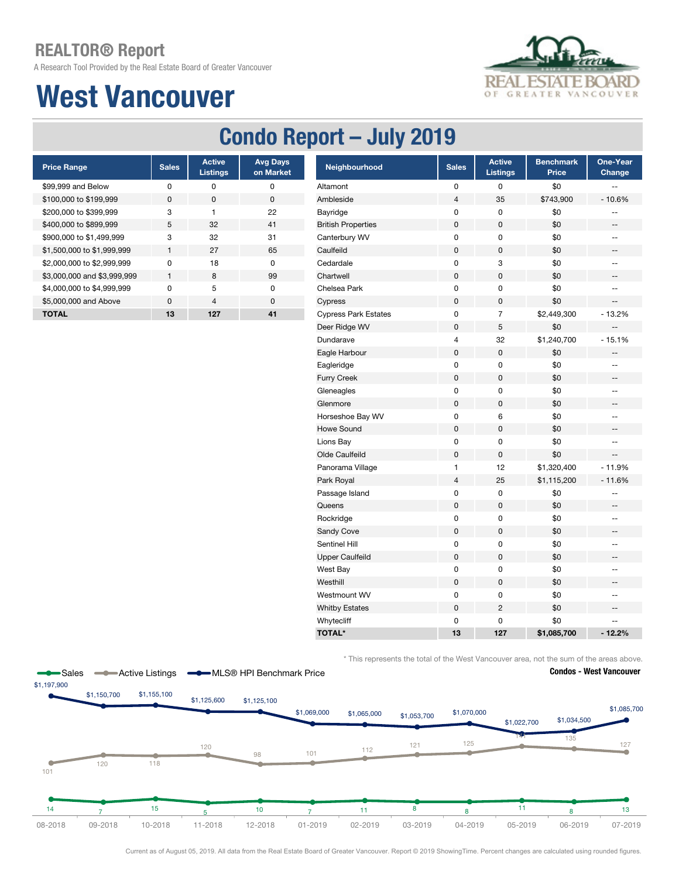# REALTOR® Report

A Research Tool Provided by the Real Estate Board of Greater Vancouver

# West Vancouver

## Condo Report – July 2019

| Price Range | Sales | Active Listings | Avg Days on Market |
|---|---|---|---|
| $99,999 and Below | 0 | 0 | 0 |
| $100,000 to $199,999 | 0 | 0 | 0 |
| $200,000 to $399,999 | 3 | 1 | 22 |
| $400,000 to $899,999 | 5 | 32 | 41 |
| $900,000 to $1,499,999 | 3 | 32 | 31 |
| $1,500,000 to $1,999,999 | 1 | 27 | 65 |
| $2,000,000 to $2,999,999 | 0 | 18 | 0 |
| $3,000,000 and $3,999,999 | 1 | 8 | 99 |
| $4,000,000 to $4,999,999 | 0 | 5 | 0 |
| $5,000,000 and Above | 0 | 4 | 0 |
| **TOTAL** | **13** | **127** | **41** |

| Neighbourhood | Sales | Active Listings | Benchmark Price | One-Year Change |
|---|---|---|---|---|
| Altamont | 0 | 0 | $0 | -- |
| Ambleside | 4 | 35 | $743,900 | - 10.6% |
| Bayridge | 0 | 0 | $0 | -- |
| British Properties | 0 | 0 | $0 | -- |
| Canterbury WV | 0 | 0 | $0 | -- |
| Caulfeild | 0 | 0 | $0 | -- |
| Cedardale | 0 | 3 | $0 | -- |
| Chartwell | 0 | 0 | $0 | -- |
| Chelsea Park | 0 | 0 | $0 | -- |
| Cypress | 0 | 0 | $0 | -- |
| Cypress Park Estates | 0 | 7 | $2,449,300 | - 13.2% |
| Deer Ridge WV | 0 | 5 | $0 | -- |
| Dundarave | 4 | 32 | $1,240,700 | - 15.1% |
| Eagle Harbour | 0 | 0 | $0 | -- |
| Eagleridge | 0 | 0 | $0 | -- |
| Furry Creek | 0 | 0 | $0 | -- |
| Gleneagles | 0 | 0 | $0 | -- |
| Glenmore | 0 | 0 | $0 | -- |
| Horseshoe Bay WV | 0 | 6 | $0 | -- |
| Howe Sound | 0 | 0 | $0 | -- |
| Lions Bay | 0 | 0 | $0 | -- |
| Olde Caulfeild | 0 | 0 | $0 | -- |
| Panorama Village | 1 | 12 | $1,320,400 | - 11.9% |
| Park Royal | 4 | 25 | $1,115,200 | - 11.6% |
| Passage Island | 0 | 0 | $0 | -- |
| Queens | 0 | 0 | $0 | -- |
| Rockridge | 0 | 0 | $0 | -- |
| Sandy Cove | 0 | 0 | $0 | -- |
| Sentinel Hill | 0 | 0 | $0 | -- |
| Upper Caulfeild | 0 | 0 | $0 | -- |
| West Bay | 0 | 0 | $0 | -- |
| Westhill | 0 | 0 | $0 | -- |
| Westmount WV | 0 | 0 | $0 | -- |
| Whitby Estates | 0 | 2 | $0 | -- |
| Whytecliff | 0 | 0 | $0 | -- |
| **TOTAL*** | **13** | **127** | **$1,085,700** | **- 12.2%** |

\* This represents the total of the West Vancouver area, not the sum of the areas above.

**Condos - West Vancouver**

| Month | Sales | Active Listings | MLS® HPI Benchmark Price |
|---|---|---|---|
| 08-2018 | 14 | 101 | $1,197,900 |
| 09-2018 | 7 | 120 | $1,150,700 |
| 10-2018 | 15 | 118 | $1,155,100 |
| 11-2018 | 5 | 120 | $1,125,600 |
| 12-2018 | 10 | 98 | $1,125,100 |
| 01-2019 | 7 | 101 | $1,069,000 |
| 02-2019 | 11 | 112 | $1,065,000 |
| 03-2019 | 8 | 121 | $1,053,700 |
| 04-2019 | 8 | 125 | $1,070,000 |
| 05-2019 | 11 | 141 | $1,022,700 |
| 06-2019 | 8 | 135 | $1,034,500 |
| 07-2019 | 13 | 127 | $1,085,700 |

Current as of August 05, 2019. All data from the Real Estate Board of Greater Vancouver. Report © 2019 ShowingTime. Percent changes are calculated using rounded figures.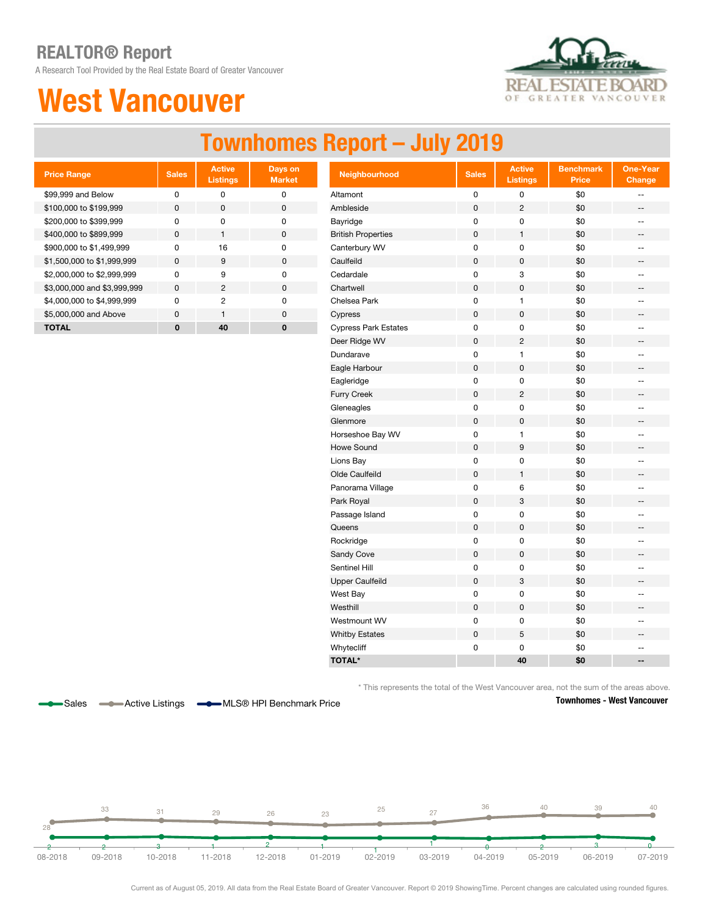# REALTOR® Report

A Research Tool Provided by the Real Estate Board of Greater Vancouver

# West Vancouver

## Townhomes Report – July 2019

| Price Range | Sales | Active Listings | Days on Market |
|---|---|---|---|
| $99,999 and Below | 0 | 0 | 0 |
| $100,000 to $199,999 | 0 | 0 | 0 |
| $200,000 to $399,999 | 0 | 0 | 0 |
| $400,000 to $899,999 | 0 | 1 | 0 |
| $900,000 to $1,499,999 | 0 | 16 | 0 |
| $1,500,000 to $1,999,999 | 0 | 9 | 0 |
| $2,000,000 to $2,999,999 | 0 | 9 | 0 |
| $3,000,000 and $3,999,999 | 0 | 2 | 0 |
| $4,000,000 to $4,999,999 | 0 | 2 | 0 |
| $5,000,000 and Above | 0 | 1 | 0 |
| **TOTAL** | **0** | **40** | **0** |

| Neighbourhood | Sales | Active Listings | Benchmark Price | One-Year Change |
|---|---|---|---|---|
| Altamont | 0 | 0 | $0 | -- |
| Ambleside | 0 | 2 | $0 | -- |
| Bayridge | 0 | 0 | $0 | -- |
| British Properties | 0 | 1 | $0 | -- |
| Canterbury WV | 0 | 0 | $0 | -- |
| Caulfeild | 0 | 0 | $0 | -- |
| Cedardale | 0 | 3 | $0 | -- |
| Chartwell | 0 | 0 | $0 | -- |
| Chelsea Park | 0 | 1 | $0 | -- |
| Cypress | 0 | 0 | $0 | -- |
| Cypress Park Estates | 0 | 0 | $0 | -- |
| Deer Ridge WV | 0 | 2 | $0 | -- |
| Dundarave | 0 | 1 | $0 | -- |
| Eagle Harbour | 0 | 0 | $0 | -- |
| Eagleridge | 0 | 0 | $0 | -- |
| Furry Creek | 0 | 2 | $0 | -- |
| Gleneagles | 0 | 0 | $0 | -- |
| Glenmore | 0 | 0 | $0 | -- |
| Horseshoe Bay WV | 0 | 1 | $0 | -- |
| Howe Sound | 0 | 9 | $0 | -- |
| Lions Bay | 0 | 0 | $0 | -- |
| Olde Caulfeild | 0 | 1 | $0 | -- |
| Panorama Village | 0 | 6 | $0 | -- |
| Park Royal | 0 | 3 | $0 | -- |
| Passage Island | 0 | 0 | $0 | -- |
| Queens | 0 | 0 | $0 | -- |
| Rockridge | 0 | 0 | $0 | -- |
| Sandy Cove | 0 | 0 | $0 | -- |
| Sentinel Hill | 0 | 0 | $0 | -- |
| Upper Caulfeild | 0 | 3 | $0 | -- |
| West Bay | 0 | 0 | $0 | -- |
| Westhill | 0 | 0 | $0 | -- |
| Westmount WV | 0 | 0 | $0 | -- |
| Whitby Estates | 0 | 5 | $0 | -- |
| Whytecliff | 0 | 0 | $0 | -- |
| **TOTAL*** | | **40** | **$0** | **--** |

* This represents the total of the West Vancouver area, not the sum of the areas above.

**Townhomes - West Vancouver**

Legend: Sales, Active Listings, MLS® HPI Benchmark Price

| Month | 08-2018 | 09-2018 | 10-2018 | 11-2018 | 12-2018 | 01-2019 | 02-2019 | 03-2019 | 04-2019 | 05-2019 | 06-2019 | 07-2019 |
|---|---|---|---|---|---|---|---|---|---|---|---|---|
| Active Listings | 28 | 33 | 31 | 29 | 26 | 23 | 25 | 27 | 36 | 40 | 39 | 40 |
| Sales | 2 | 2 | 3 | 1 | 2 | 1 | 1 | 1 | 0 | 2 | 3 | 0 |

Current as of August 05, 2019. All data from the Real Estate Board of Greater Vancouver. Report © 2019 ShowingTime. Percent changes are calculated using rounded figures.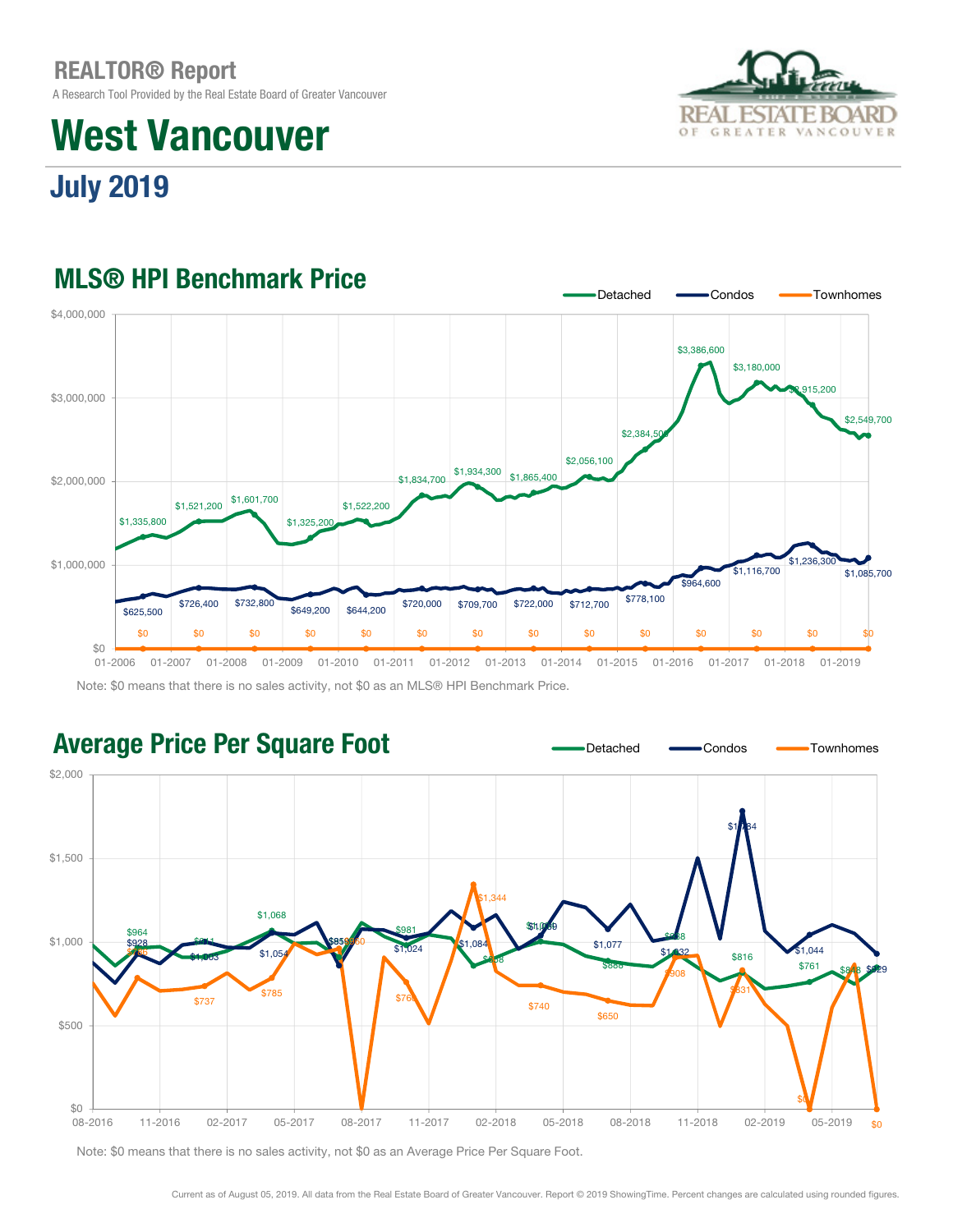REALTOR® Report

A Research Tool Provided by the Real Estate Board of Greater Vancouver

# West Vancouver

## July 2019

## MLS® HPI Benchmark Price

Detached
Condos
Townhomes

$4,000,000
$3,000,000
$2,000,000
$1,000,000
$0

01-2006 01-2007 01-2008 01-2009 01-2010 01-2011 01-2012 01-2013 01-2014 01-2015 01-2016 01-2017 01-2018 01-2019

$1,335,800
$1,521,200
$1,601,700
$1,325,200
$1,522,200
$1,834,700
$1,934,300
$1,865,400
$2,056,100
$2,384,500
$3,386,600
$3,180,000
$2,915,200
$2,549,700

$625,500
$726,400
$732,800
$649,200
$644,200
$720,000
$709,700
$722,000
$712,700
$778,100
$964,600
$1,116,700
$1,236,300
$1,085,700

$0 $0 $0 $0 $0 $0 $0 $0 $0 $0 $0 $0 $0 $0

Note: $0 means that there is no sales activity, not $0 as an MLS® HPI Benchmark Price.

## Average Price Per Square Foot

Detached
Condos
Townhomes

$2,000
$1,500
$1,000
$500
$0

08-2016 11-2016 02-2017 05-2017 08-2017 11-2017 02-2018 05-2018 08-2018 11-2018 02-2019 05-2019

$964
$928
$1,068
$1,054
$981
$1,024
$1,084
$1,039
$1,077
$1,032
$1,784
$816
$1,044
$761
$829
$737
$785
$740
$650
$908
$831
$0

Note: $0 means that there is no sales activity, not $0 as an Average Price Per Square Foot.

Current as of August 05, 2019. All data from the Real Estate Board of Greater Vancouver. Report © 2019 ShowingTime. Percent changes are calculated using rounded figures.